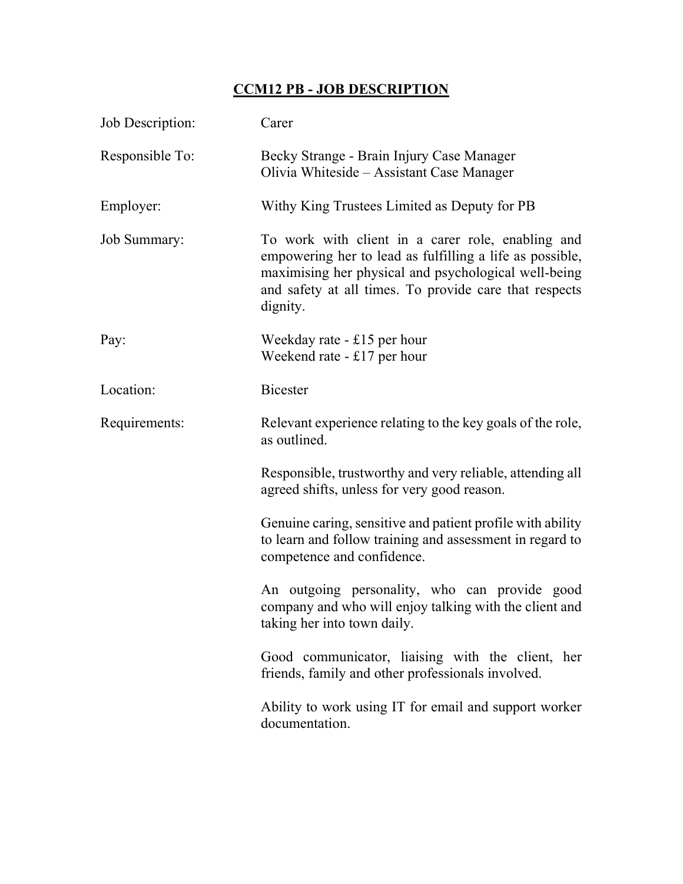# CCM12 PB - JOB DESCRIPTION

| | |
|---|---|
| Job Description: | Carer |
| Responsible To: | Becky Strange - Brain Injury Case Manager<br>Olivia Whiteside – Assistant Case Manager |
| Employer: | Withy King Trustees Limited as Deputy for PB |
| Job Summary: | To work with client in a carer role, enabling and empowering her to lead as fulfilling a life as possible, maximising her physical and psychological well-being and safety at all times. To provide care that respects dignity. |
| Pay: | Weekday rate - £15 per hour<br>Weekend rate - £17 per hour |
| Location: | Bicester |
| Requirements: | Relevant experience relating to the key goals of the role, as outlined.<br><br>Responsible, trustworthy and very reliable, attending all agreed shifts, unless for very good reason.<br><br>Genuine caring, sensitive and patient profile with ability to learn and follow training and assessment in regard to competence and confidence.<br><br>An outgoing personality, who can provide good company and who will enjoy talking with the client and taking her into town daily.<br><br>Good communicator, liaising with the client, her friends, family and other professionals involved.<br><br>Ability to work using IT for email and support worker documentation. |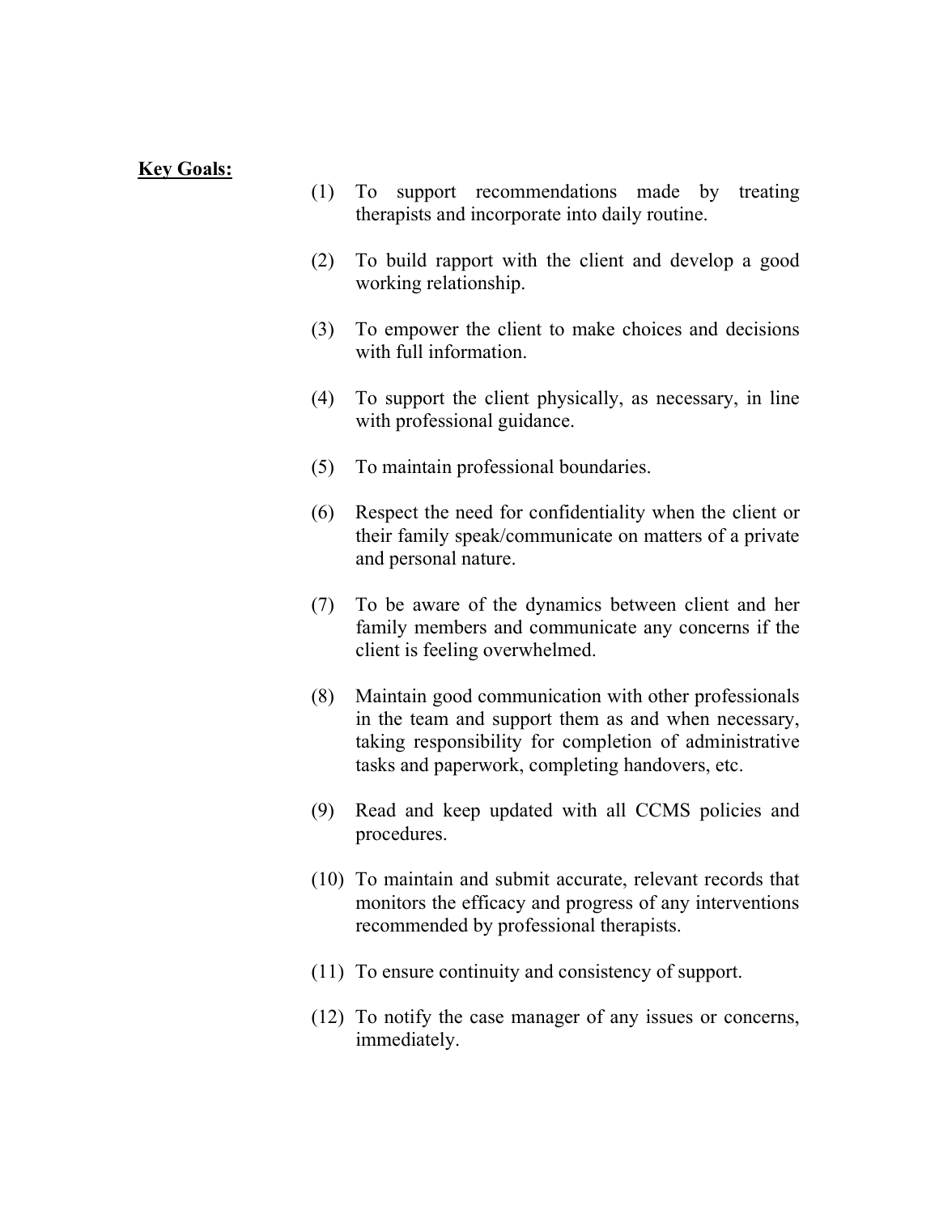**Key Goals:**

(1) To support recommendations made by treating therapists and incorporate into daily routine.

(2) To build rapport with the client and develop a good working relationship.

(3) To empower the client to make choices and decisions with full information.

(4) To support the client physically, as necessary, in line with professional guidance.

(5) To maintain professional boundaries.

(6) Respect the need for confidentiality when the client or their family speak/communicate on matters of a private and personal nature.

(7) To be aware of the dynamics between client and her family members and communicate any concerns if the client is feeling overwhelmed.

(8) Maintain good communication with other professionals in the team and support them as and when necessary, taking responsibility for completion of administrative tasks and paperwork, completing handovers, etc.

(9) Read and keep updated with all CCMS policies and procedures.

(10) To maintain and submit accurate, relevant records that monitors the efficacy and progress of any interventions recommended by professional therapists.

(11) To ensure continuity and consistency of support.

(12) To notify the case manager of any issues or concerns, immediately.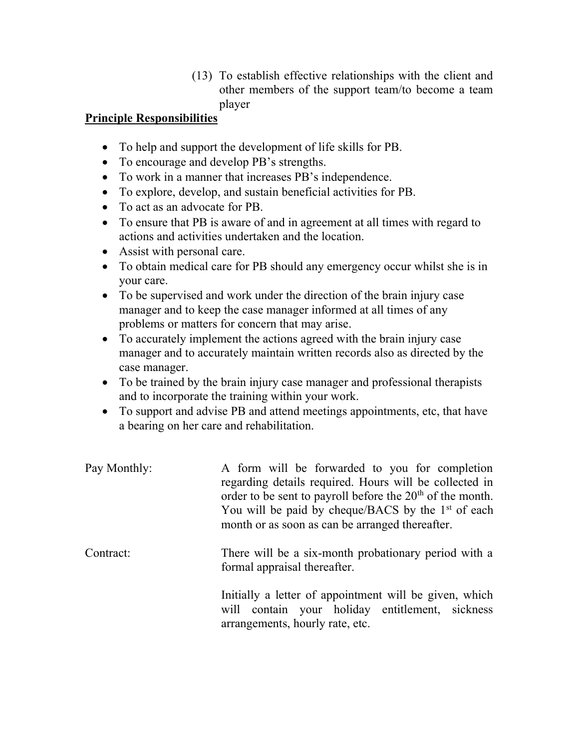(13) To establish effective relationships with the client and other members of the support team/to become a team player

**Principle Responsibilities**

- To help and support the development of life skills for PB.
- To encourage and develop PB's strengths.
- To work in a manner that increases PB's independence.
- To explore, develop, and sustain beneficial activities for PB.
- To act as an advocate for PB.
- To ensure that PB is aware of and in agreement at all times with regard to actions and activities undertaken and the location.
- Assist with personal care.
- To obtain medical care for PB should any emergency occur whilst she is in your care.
- To be supervised and work under the direction of the brain injury case manager and to keep the case manager informed at all times of any problems or matters for concern that may arise.
- To accurately implement the actions agreed with the brain injury case manager and to accurately maintain written records also as directed by the case manager.
- To be trained by the brain injury case manager and professional therapists and to incorporate the training within your work.
- To support and advise PB and attend meetings appointments, etc, that have a bearing on her care and rehabilitation.

Pay Monthly: A form will be forwarded to you for completion regarding details required. Hours will be collected in order to be sent to payroll before the 20th of the month. You will be paid by cheque/BACS by the 1st of each month or as soon as can be arranged thereafter.

Contract: There will be a six-month probationary period with a formal appraisal thereafter.

Initially a letter of appointment will be given, which will contain your holiday entitlement, sickness arrangements, hourly rate, etc.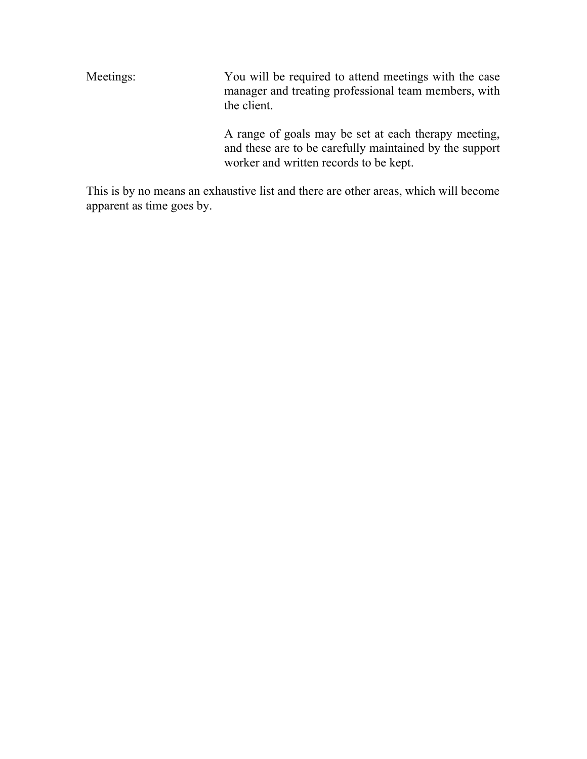| | |
|---|---|
| Meetings: | You will be required to attend meetings with the case manager and treating professional team members, with the client. |
| | A range of goals may be set at each therapy meeting, and these are to be carefully maintained by the support worker and written records to be kept. |

This is by no means an exhaustive list and there are other areas, which will become apparent as time goes by.